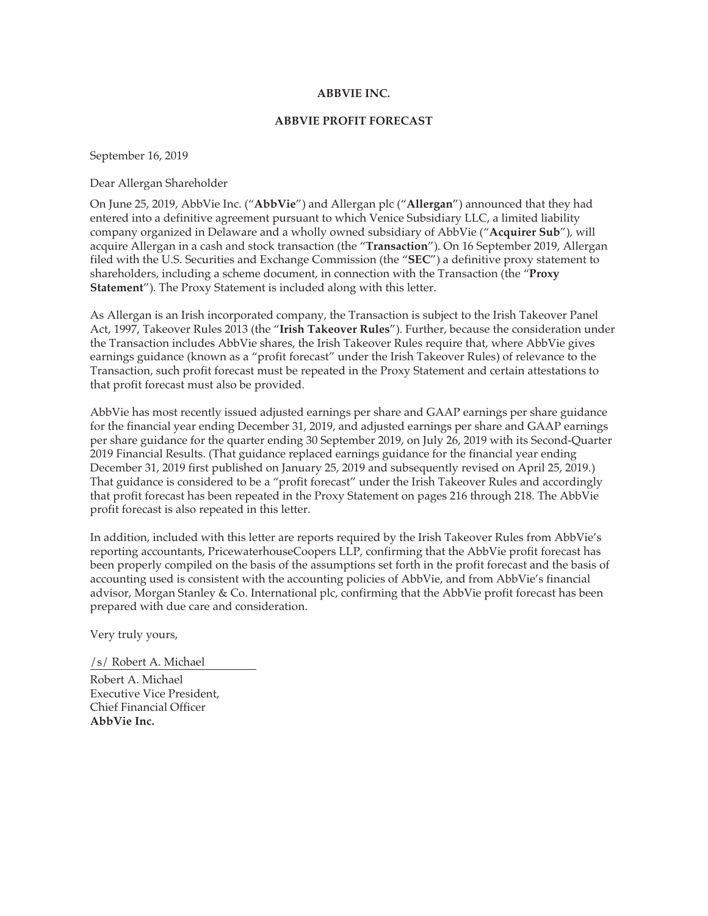**ABBVIE INC.**

**ABBVIE PROFIT FORECAST**

September 16, 2019

Dear Allergan Shareholder

On June 25, 2019, AbbVie Inc. ("**AbbVie**") and Allergan plc ("**Allergan**") announced that they had entered into a definitive agreement pursuant to which Venice Subsidiary LLC, a limited liability company organized in Delaware and a wholly owned subsidiary of AbbVie ("**Acquirer Sub**"), will acquire Allergan in a cash and stock transaction (the "**Transaction**"). On 16 September 2019, Allergan filed with the U.S. Securities and Exchange Commission (the "**SEC**") a definitive proxy statement to shareholders, including a scheme document, in connection with the Transaction (the "**Proxy Statement**"). The Proxy Statement is included along with this letter.

As Allergan is an Irish incorporated company, the Transaction is subject to the Irish Takeover Panel Act, 1997, Takeover Rules 2013 (the "**Irish Takeover Rules**"). Further, because the consideration under the Transaction includes AbbVie shares, the Irish Takeover Rules require that, where AbbVie gives earnings guidance (known as a "profit forecast" under the Irish Takeover Rules) of relevance to the Transaction, such profit forecast must be repeated in the Proxy Statement and certain attestations to that profit forecast must also be provided.

AbbVie has most recently issued adjusted earnings per share and GAAP earnings per share guidance for the financial year ending December 31, 2019, and adjusted earnings per share and GAAP earnings per share guidance for the quarter ending 30 September 2019, on July 26, 2019 with its Second-Quarter 2019 Financial Results. (That guidance replaced earnings guidance for the financial year ending December 31, 2019 first published on January 25, 2019 and subsequently revised on April 25, 2019.) That guidance is considered to be a "profit forecast" under the Irish Takeover Rules and accordingly that profit forecast has been repeated in the Proxy Statement on pages 216 through 218. The AbbVie profit forecast is also repeated in this letter.

In addition, included with this letter are reports required by the Irish Takeover Rules from AbbVie's reporting accountants, PricewaterhouseCoopers LLP, confirming that the AbbVie profit forecast has been properly compiled on the basis of the assumptions set forth in the profit forecast and the basis of accounting used is consistent with the accounting policies of AbbVie, and from AbbVie's financial advisor, Morgan Stanley & Co. International plc, confirming that the AbbVie profit forecast has been prepared with due care and consideration.

Very truly yours,

/s/ Robert A. Michael

Robert A. Michael
Executive Vice President,
Chief Financial Officer
**AbbVie Inc.**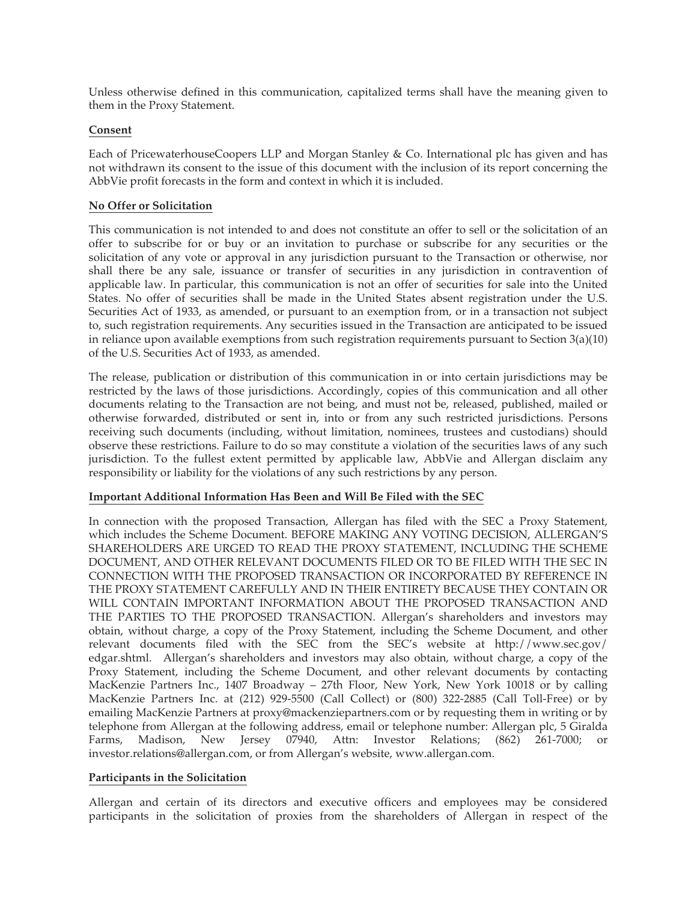Unless otherwise defined in this communication, capitalized terms shall have the meaning given to them in the Proxy Statement.

**Consent**

Each of PricewaterhouseCoopers LLP and Morgan Stanley & Co. International plc has given and has not withdrawn its consent to the issue of this document with the inclusion of its report concerning the AbbVie profit forecasts in the form and context in which it is included.

**No Offer or Solicitation**

This communication is not intended to and does not constitute an offer to sell or the solicitation of an offer to subscribe for or buy or an invitation to purchase or subscribe for any securities or the solicitation of any vote or approval in any jurisdiction pursuant to the Transaction or otherwise, nor shall there be any sale, issuance or transfer of securities in any jurisdiction in contravention of applicable law. In particular, this communication is not an offer of securities for sale into the United States. No offer of securities shall be made in the United States absent registration under the U.S. Securities Act of 1933, as amended, or pursuant to an exemption from, or in a transaction not subject to, such registration requirements. Any securities issued in the Transaction are anticipated to be issued in reliance upon available exemptions from such registration requirements pursuant to Section 3(a)(10) of the U.S. Securities Act of 1933, as amended.

The release, publication or distribution of this communication in or into certain jurisdictions may be restricted by the laws of those jurisdictions. Accordingly, copies of this communication and all other documents relating to the Transaction are not being, and must not be, released, published, mailed or otherwise forwarded, distributed or sent in, into or from any such restricted jurisdictions. Persons receiving such documents (including, without limitation, nominees, trustees and custodians) should observe these restrictions. Failure to do so may constitute a violation of the securities laws of any such jurisdiction. To the fullest extent permitted by applicable law, AbbVie and Allergan disclaim any responsibility or liability for the violations of any such restrictions by any person.

**Important Additional Information Has Been and Will Be Filed with the SEC**

In connection with the proposed Transaction, Allergan has filed with the SEC a Proxy Statement, which includes the Scheme Document. BEFORE MAKING ANY VOTING DECISION, ALLERGAN'S SHAREHOLDERS ARE URGED TO READ THE PROXY STATEMENT, INCLUDING THE SCHEME DOCUMENT, AND OTHER RELEVANT DOCUMENTS FILED OR TO BE FILED WITH THE SEC IN CONNECTION WITH THE PROPOSED TRANSACTION OR INCORPORATED BY REFERENCE IN THE PROXY STATEMENT CAREFULLY AND IN THEIR ENTIRETY BECAUSE THEY CONTAIN OR WILL CONTAIN IMPORTANT INFORMATION ABOUT THE PROPOSED TRANSACTION AND THE PARTIES TO THE PROPOSED TRANSACTION. Allergan's shareholders and investors may obtain, without charge, a copy of the Proxy Statement, including the Scheme Document, and other relevant documents filed with the SEC from the SEC's website at http://www.sec.gov/edgar.shtml. Allergan's shareholders and investors may also obtain, without charge, a copy of the Proxy Statement, including the Scheme Document, and other relevant documents by contacting MacKenzie Partners Inc., 1407 Broadway – 27th Floor, New York, New York 10018 or by calling MacKenzie Partners Inc. at (212) 929-5500 (Call Collect) or (800) 322-2885 (Call Toll-Free) or by emailing MacKenzie Partners at proxy@mackenziepartners.com or by requesting them in writing or by telephone from Allergan at the following address, email or telephone number: Allergan plc, 5 Giralda Farms, Madison, New Jersey 07940, Attn: Investor Relations; (862) 261-7000; or investor.relations@allergan.com, or from Allergan's website, www.allergan.com.

**Participants in the Solicitation**

Allergan and certain of its directors and executive officers and employees may be considered participants in the solicitation of proxies from the shareholders of Allergan in respect of the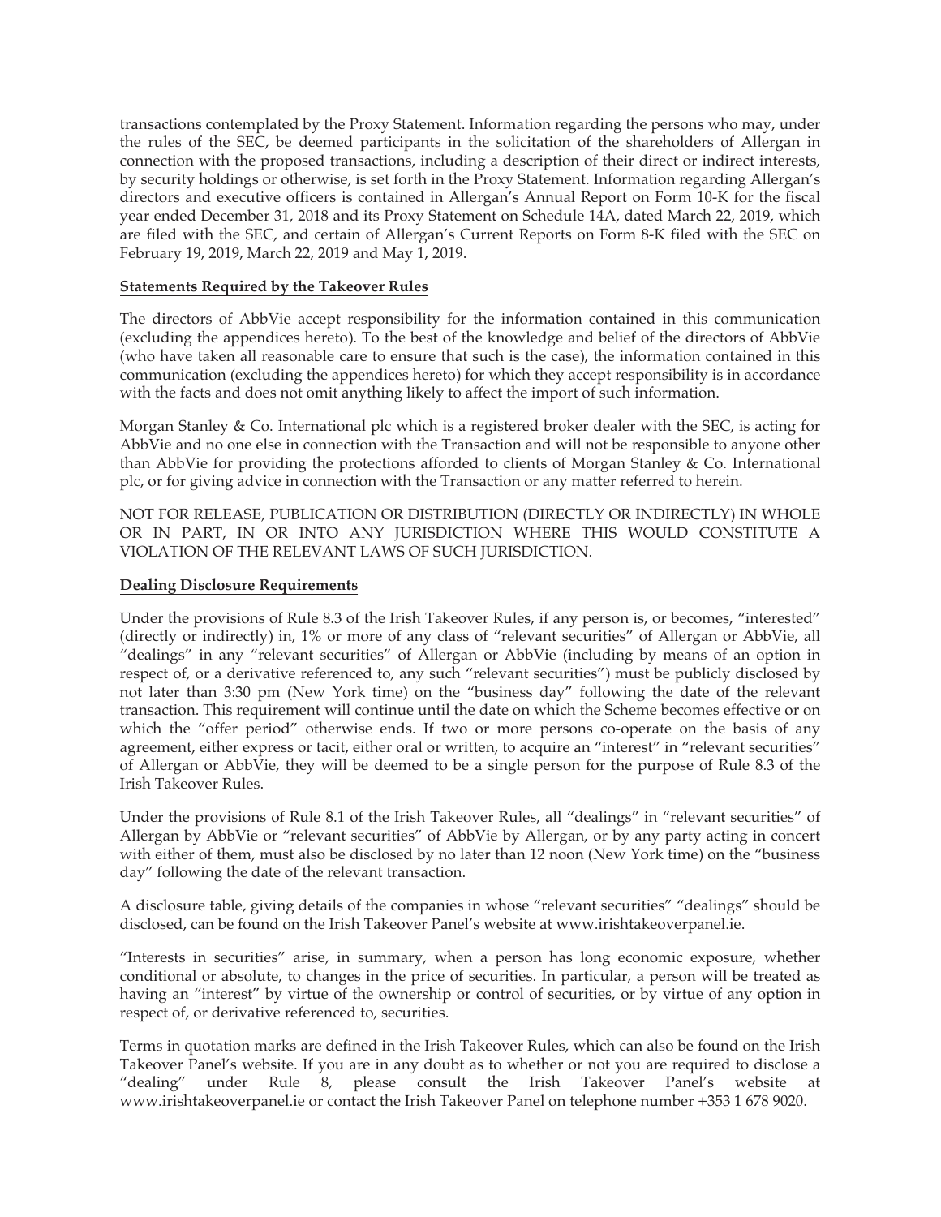transactions contemplated by the Proxy Statement. Information regarding the persons who may, under the rules of the SEC, be deemed participants in the solicitation of the shareholders of Allergan in connection with the proposed transactions, including a description of their direct or indirect interests, by security holdings or otherwise, is set forth in the Proxy Statement. Information regarding Allergan's directors and executive officers is contained in Allergan's Annual Report on Form 10-K for the fiscal year ended December 31, 2018 and its Proxy Statement on Schedule 14A, dated March 22, 2019, which are filed with the SEC, and certain of Allergan's Current Reports on Form 8-K filed with the SEC on February 19, 2019, March 22, 2019 and May 1, 2019.

**Statements Required by the Takeover Rules**

The directors of AbbVie accept responsibility for the information contained in this communication (excluding the appendices hereto). To the best of the knowledge and belief of the directors of AbbVie (who have taken all reasonable care to ensure that such is the case), the information contained in this communication (excluding the appendices hereto) for which they accept responsibility is in accordance with the facts and does not omit anything likely to affect the import of such information.

Morgan Stanley & Co. International plc which is a registered broker dealer with the SEC, is acting for AbbVie and no one else in connection with the Transaction and will not be responsible to anyone other than AbbVie for providing the protections afforded to clients of Morgan Stanley & Co. International plc, or for giving advice in connection with the Transaction or any matter referred to herein.

NOT FOR RELEASE, PUBLICATION OR DISTRIBUTION (DIRECTLY OR INDIRECTLY) IN WHOLE OR IN PART, IN OR INTO ANY JURISDICTION WHERE THIS WOULD CONSTITUTE A VIOLATION OF THE RELEVANT LAWS OF SUCH JURISDICTION.

**Dealing Disclosure Requirements**

Under the provisions of Rule 8.3 of the Irish Takeover Rules, if any person is, or becomes, "interested" (directly or indirectly) in, 1% or more of any class of "relevant securities" of Allergan or AbbVie, all "dealings" in any "relevant securities" of Allergan or AbbVie (including by means of an option in respect of, or a derivative referenced to, any such "relevant securities") must be publicly disclosed by not later than 3:30 pm (New York time) on the "business day" following the date of the relevant transaction. This requirement will continue until the date on which the Scheme becomes effective or on which the "offer period" otherwise ends. If two or more persons co-operate on the basis of any agreement, either express or tacit, either oral or written, to acquire an "interest" in "relevant securities" of Allergan or AbbVie, they will be deemed to be a single person for the purpose of Rule 8.3 of the Irish Takeover Rules.

Under the provisions of Rule 8.1 of the Irish Takeover Rules, all "dealings" in "relevant securities" of Allergan by AbbVie or "relevant securities" of AbbVie by Allergan, or by any party acting in concert with either of them, must also be disclosed by no later than 12 noon (New York time) on the "business day" following the date of the relevant transaction.

A disclosure table, giving details of the companies in whose "relevant securities" "dealings" should be disclosed, can be found on the Irish Takeover Panel's website at www.irishtakeoverpanel.ie.

"Interests in securities" arise, in summary, when a person has long economic exposure, whether conditional or absolute, to changes in the price of securities. In particular, a person will be treated as having an "interest" by virtue of the ownership or control of securities, or by virtue of any option in respect of, or derivative referenced to, securities.

Terms in quotation marks are defined in the Irish Takeover Rules, which can also be found on the Irish Takeover Panel's website. If you are in any doubt as to whether or not you are required to disclose a "dealing" under Rule 8, please consult the Irish Takeover Panel's website at www.irishtakeoverpanel.ie or contact the Irish Takeover Panel on telephone number +353 1 678 9020.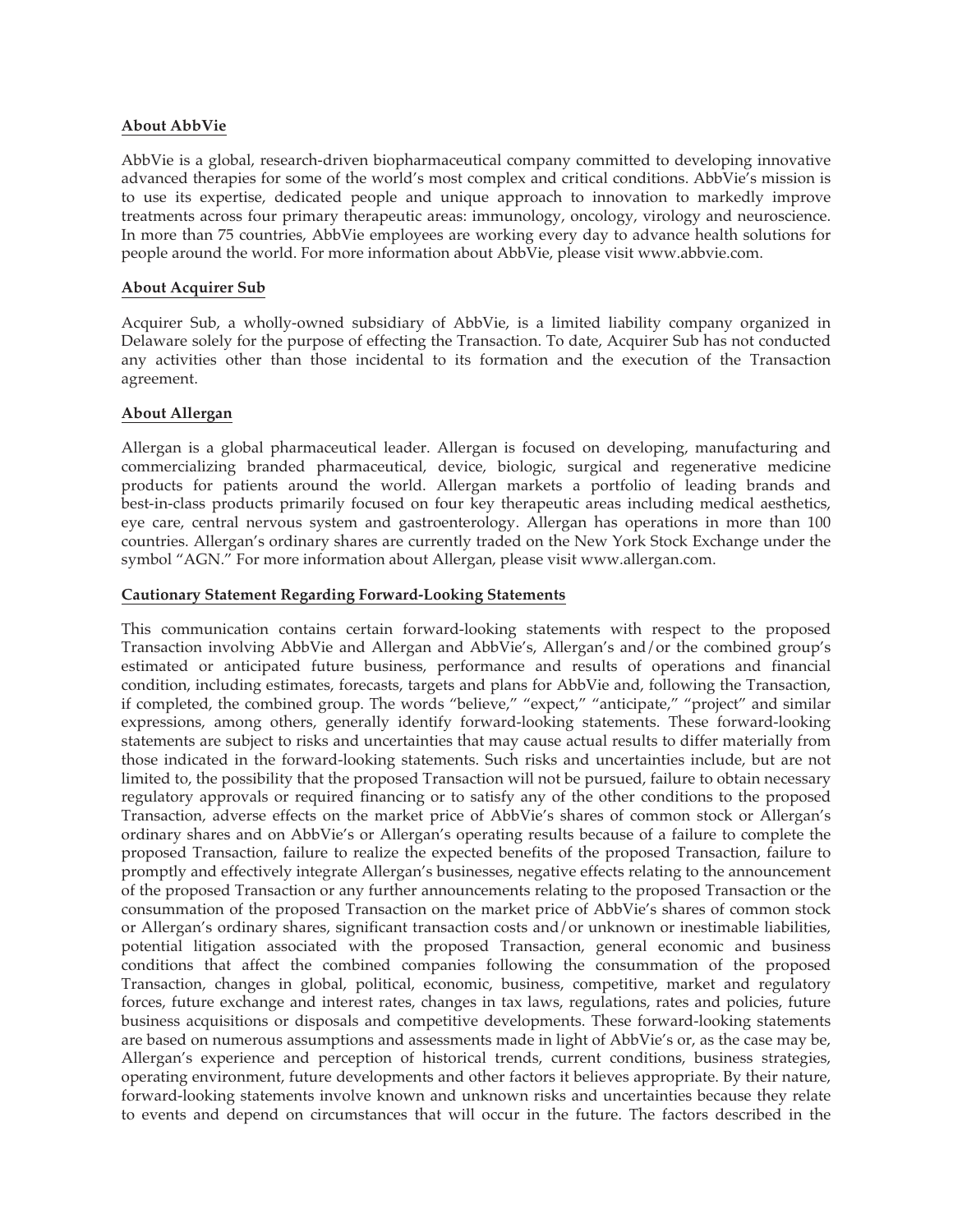**About AbbVie**

AbbVie is a global, research-driven biopharmaceutical company committed to developing innovative advanced therapies for some of the world's most complex and critical conditions. AbbVie's mission is to use its expertise, dedicated people and unique approach to innovation to markedly improve treatments across four primary therapeutic areas: immunology, oncology, virology and neuroscience. In more than 75 countries, AbbVie employees are working every day to advance health solutions for people around the world. For more information about AbbVie, please visit www.abbvie.com.

**About Acquirer Sub**

Acquirer Sub, a wholly-owned subsidiary of AbbVie, is a limited liability company organized in Delaware solely for the purpose of effecting the Transaction. To date, Acquirer Sub has not conducted any activities other than those incidental to its formation and the execution of the Transaction agreement.

**About Allergan**

Allergan is a global pharmaceutical leader. Allergan is focused on developing, manufacturing and commercializing branded pharmaceutical, device, biologic, surgical and regenerative medicine products for patients around the world. Allergan markets a portfolio of leading brands and best-in-class products primarily focused on four key therapeutic areas including medical aesthetics, eye care, central nervous system and gastroenterology. Allergan has operations in more than 100 countries. Allergan's ordinary shares are currently traded on the New York Stock Exchange under the symbol "AGN." For more information about Allergan, please visit www.allergan.com.

**Cautionary Statement Regarding Forward-Looking Statements**

This communication contains certain forward-looking statements with respect to the proposed Transaction involving AbbVie and Allergan and AbbVie's, Allergan's and/or the combined group's estimated or anticipated future business, performance and results of operations and financial condition, including estimates, forecasts, targets and plans for AbbVie and, following the Transaction, if completed, the combined group. The words "believe," "expect," "anticipate," "project" and similar expressions, among others, generally identify forward-looking statements. These forward-looking statements are subject to risks and uncertainties that may cause actual results to differ materially from those indicated in the forward-looking statements. Such risks and uncertainties include, but are not limited to, the possibility that the proposed Transaction will not be pursued, failure to obtain necessary regulatory approvals or required financing or to satisfy any of the other conditions to the proposed Transaction, adverse effects on the market price of AbbVie's shares of common stock or Allergan's ordinary shares and on AbbVie's or Allergan's operating results because of a failure to complete the proposed Transaction, failure to realize the expected benefits of the proposed Transaction, failure to promptly and effectively integrate Allergan's businesses, negative effects relating to the announcement of the proposed Transaction or any further announcements relating to the proposed Transaction or the consummation of the proposed Transaction on the market price of AbbVie's shares of common stock or Allergan's ordinary shares, significant transaction costs and/or unknown or inestimable liabilities, potential litigation associated with the proposed Transaction, general economic and business conditions that affect the combined companies following the consummation of the proposed Transaction, changes in global, political, economic, business, competitive, market and regulatory forces, future exchange and interest rates, changes in tax laws, regulations, rates and policies, future business acquisitions or disposals and competitive developments. These forward-looking statements are based on numerous assumptions and assessments made in light of AbbVie's or, as the case may be, Allergan's experience and perception of historical trends, current conditions, business strategies, operating environment, future developments and other factors it believes appropriate. By their nature, forward-looking statements involve known and unknown risks and uncertainties because they relate to events and depend on circumstances that will occur in the future. The factors described in the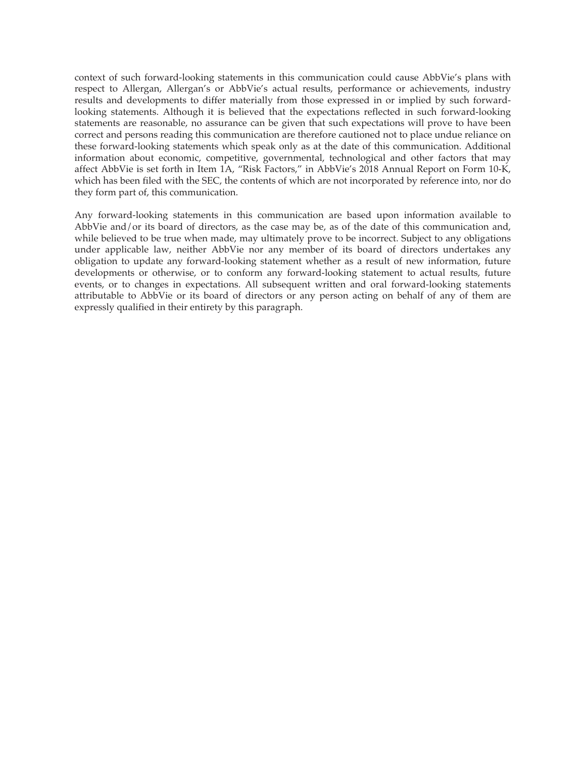context of such forward-looking statements in this communication could cause AbbVie's plans with respect to Allergan, Allergan's or AbbVie's actual results, performance or achievements, industry results and developments to differ materially from those expressed in or implied by such forward-looking statements. Although it is believed that the expectations reflected in such forward-looking statements are reasonable, no assurance can be given that such expectations will prove to have been correct and persons reading this communication are therefore cautioned not to place undue reliance on these forward-looking statements which speak only as at the date of this communication. Additional information about economic, competitive, governmental, technological and other factors that may affect AbbVie is set forth in Item 1A, "Risk Factors," in AbbVie's 2018 Annual Report on Form 10-K, which has been filed with the SEC, the contents of which are not incorporated by reference into, nor do they form part of, this communication.

Any forward-looking statements in this communication are based upon information available to AbbVie and/or its board of directors, as the case may be, as of the date of this communication and, while believed to be true when made, may ultimately prove to be incorrect. Subject to any obligations under applicable law, neither AbbVie nor any member of its board of directors undertakes any obligation to update any forward-looking statement whether as a result of new information, future developments or otherwise, or to conform any forward-looking statement to actual results, future events, or to changes in expectations. All subsequent written and oral forward-looking statements attributable to AbbVie or its board of directors or any person acting on behalf of any of them are expressly qualified in their entirety by this paragraph.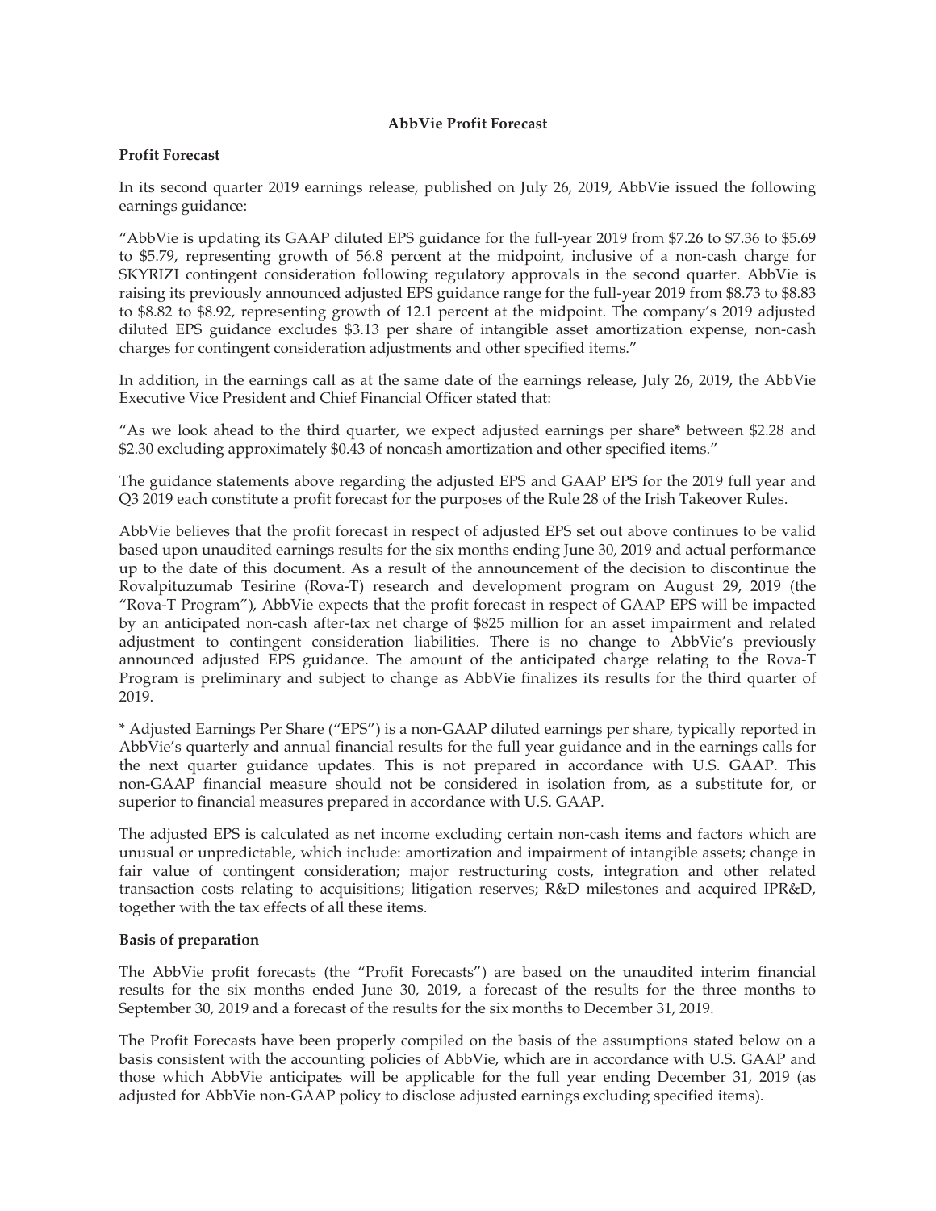**AbbVie Profit Forecast**

**Profit Forecast**

In its second quarter 2019 earnings release, published on July 26, 2019, AbbVie issued the following earnings guidance:

"AbbVie is updating its GAAP diluted EPS guidance for the full-year 2019 from $7.26 to $7.36 to $5.69 to $5.79, representing growth of 56.8 percent at the midpoint, inclusive of a non-cash charge for SKYRIZI contingent consideration following regulatory approvals in the second quarter. AbbVie is raising its previously announced adjusted EPS guidance range for the full-year 2019 from $8.73 to $8.83 to $8.82 to $8.92, representing growth of 12.1 percent at the midpoint. The company's 2019 adjusted diluted EPS guidance excludes $3.13 per share of intangible asset amortization expense, non-cash charges for contingent consideration adjustments and other specified items."

In addition, in the earnings call as at the same date of the earnings release, July 26, 2019, the AbbVie Executive Vice President and Chief Financial Officer stated that:

"As we look ahead to the third quarter, we expect adjusted earnings per share* between $2.28 and $2.30 excluding approximately $0.43 of noncash amortization and other specified items."

The guidance statements above regarding the adjusted EPS and GAAP EPS for the 2019 full year and Q3 2019 each constitute a profit forecast for the purposes of the Rule 28 of the Irish Takeover Rules.

AbbVie believes that the profit forecast in respect of adjusted EPS set out above continues to be valid based upon unaudited earnings results for the six months ending June 30, 2019 and actual performance up to the date of this document. As a result of the announcement of the decision to discontinue the Rovalpituzumab Tesirine (Rova-T) research and development program on August 29, 2019 (the "Rova-T Program"), AbbVie expects that the profit forecast in respect of GAAP EPS will be impacted by an anticipated non-cash after-tax net charge of $825 million for an asset impairment and related adjustment to contingent consideration liabilities. There is no change to AbbVie's previously announced adjusted EPS guidance. The amount of the anticipated charge relating to the Rova-T Program is preliminary and subject to change as AbbVie finalizes its results for the third quarter of 2019.

* Adjusted Earnings Per Share ("EPS") is a non-GAAP diluted earnings per share, typically reported in AbbVie's quarterly and annual financial results for the full year guidance and in the earnings calls for the next quarter guidance updates. This is not prepared in accordance with U.S. GAAP. This non-GAAP financial measure should not be considered in isolation from, as a substitute for, or superior to financial measures prepared in accordance with U.S. GAAP.

The adjusted EPS is calculated as net income excluding certain non-cash items and factors which are unusual or unpredictable, which include: amortization and impairment of intangible assets; change in fair value of contingent consideration; major restructuring costs, integration and other related transaction costs relating to acquisitions; litigation reserves; R&D milestones and acquired IPR&D, together with the tax effects of all these items.

**Basis of preparation**

The AbbVie profit forecasts (the "Profit Forecasts") are based on the unaudited interim financial results for the six months ended June 30, 2019, a forecast of the results for the three months to September 30, 2019 and a forecast of the results for the six months to December 31, 2019.

The Profit Forecasts have been properly compiled on the basis of the assumptions stated below on a basis consistent with the accounting policies of AbbVie, which are in accordance with U.S. GAAP and those which AbbVie anticipates will be applicable for the full year ending December 31, 2019 (as adjusted for AbbVie non-GAAP policy to disclose adjusted earnings excluding specified items).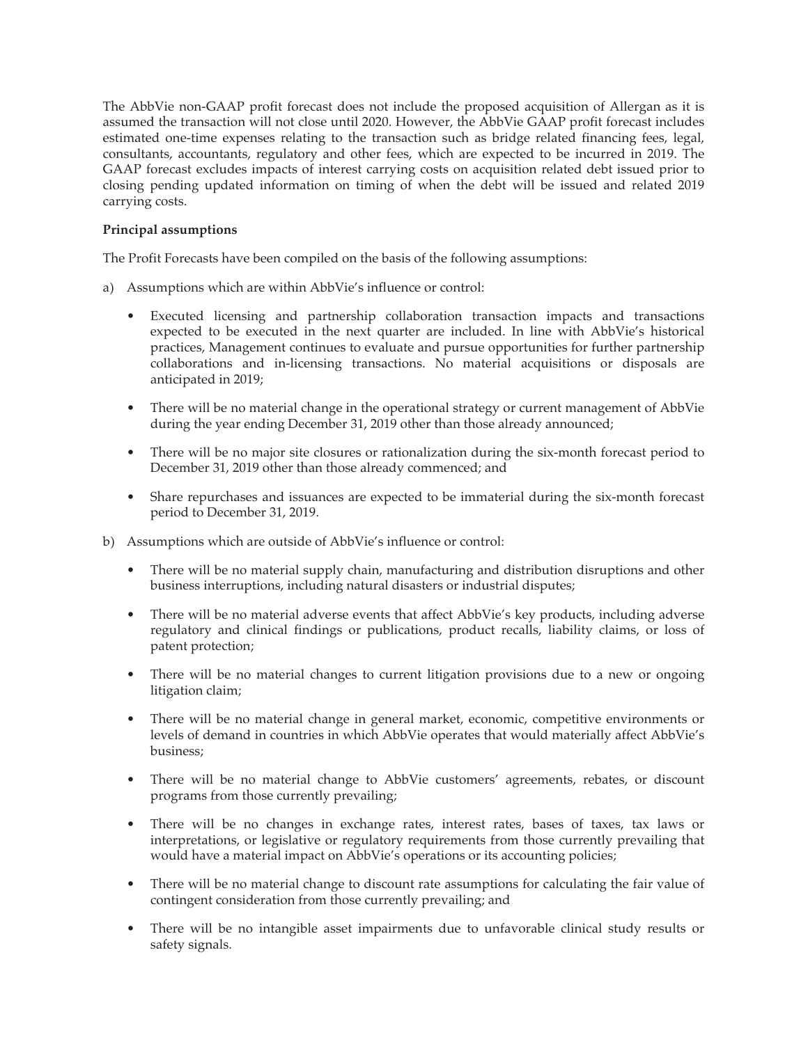The AbbVie non-GAAP profit forecast does not include the proposed acquisition of Allergan as it is assumed the transaction will not close until 2020. However, the AbbVie GAAP profit forecast includes estimated one-time expenses relating to the transaction such as bridge related financing fees, legal, consultants, accountants, regulatory and other fees, which are expected to be incurred in 2019. The GAAP forecast excludes impacts of interest carrying costs on acquisition related debt issued prior to closing pending updated information on timing of when the debt will be issued and related 2019 carrying costs.

**Principal assumptions**

The Profit Forecasts have been compiled on the basis of the following assumptions:

a) Assumptions which are within AbbVie's influence or control:

- Executed licensing and partnership collaboration transaction impacts and transactions expected to be executed in the next quarter are included. In line with AbbVie's historical practices, Management continues to evaluate and pursue opportunities for further partnership collaborations and in-licensing transactions. No material acquisitions or disposals are anticipated in 2019;
- There will be no material change in the operational strategy or current management of AbbVie during the year ending December 31, 2019 other than those already announced;
- There will be no major site closures or rationalization during the six-month forecast period to December 31, 2019 other than those already commenced; and
- Share repurchases and issuances are expected to be immaterial during the six-month forecast period to December 31, 2019.

b) Assumptions which are outside of AbbVie's influence or control:

- There will be no material supply chain, manufacturing and distribution disruptions and other business interruptions, including natural disasters or industrial disputes;
- There will be no material adverse events that affect AbbVie's key products, including adverse regulatory and clinical findings or publications, product recalls, liability claims, or loss of patent protection;
- There will be no material changes to current litigation provisions due to a new or ongoing litigation claim;
- There will be no material change in general market, economic, competitive environments or levels of demand in countries in which AbbVie operates that would materially affect AbbVie's business;
- There will be no material change to AbbVie customers' agreements, rebates, or discount programs from those currently prevailing;
- There will be no changes in exchange rates, interest rates, bases of taxes, tax laws or interpretations, or legislative or regulatory requirements from those currently prevailing that would have a material impact on AbbVie's operations or its accounting policies;
- There will be no material change to discount rate assumptions for calculating the fair value of contingent consideration from those currently prevailing; and
- There will be no intangible asset impairments due to unfavorable clinical study results or safety signals.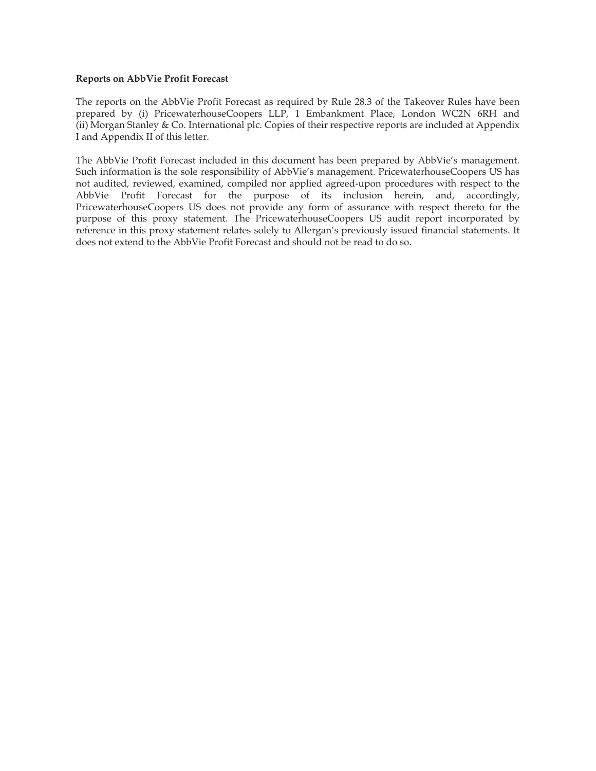**Reports on AbbVie Profit Forecast**

The reports on the AbbVie Profit Forecast as required by Rule 28.3 of the Takeover Rules have been prepared by (i) PricewaterhouseCoopers LLP, 1 Embankment Place, London WC2N 6RH and (ii) Morgan Stanley & Co. International plc. Copies of their respective reports are included at Appendix I and Appendix II of this letter.

The AbbVie Profit Forecast included in this document has been prepared by AbbVie's management. Such information is the sole responsibility of AbbVie's management. PricewaterhouseCoopers US has not audited, reviewed, examined, compiled nor applied agreed-upon procedures with respect to the AbbVie Profit Forecast for the purpose of its inclusion herein, and, accordingly, PricewaterhouseCoopers US does not provide any form of assurance with respect thereto for the purpose of this proxy statement. The PricewaterhouseCoopers US audit report incorporated by reference in this proxy statement relates solely to Allergan's previously issued financial statements. It does not extend to the AbbVie Profit Forecast and should not be read to do so.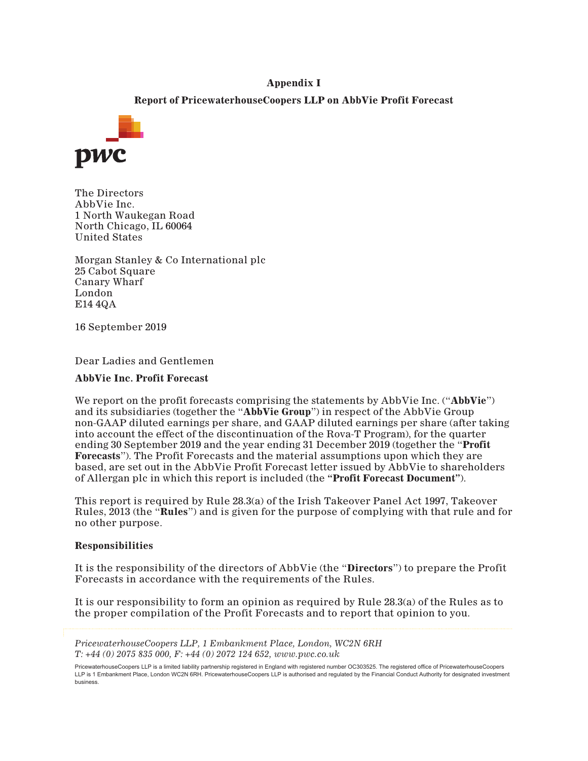**Appendix I**

**Report of PricewaterhouseCoopers LLP on AbbVie Profit Forecast**

pwc

The Directors
AbbVie Inc.
1 North Waukegan Road
North Chicago, IL 60064
United States

Morgan Stanley & Co International plc
25 Cabot Square
Canary Wharf
London
E14 4QA

16 September 2019

Dear Ladies and Gentlemen

**AbbVie Inc. Profit Forecast**

We report on the profit forecasts comprising the statements by AbbVie Inc. ("**AbbVie**") and its subsidiaries (together the "**AbbVie Group**") in respect of the AbbVie Group non-GAAP diluted earnings per share, and GAAP diluted earnings per share (after taking into account the effect of the discontinuation of the Rova-T Program), for the quarter ending 30 September 2019 and the year ending 31 December 2019 (together the "**Profit Forecasts**"). The Profit Forecasts and the material assumptions upon which they are based, are set out in the AbbVie Profit Forecast letter issued by AbbVie to shareholders of Allergan plc in which this report is included (the **"Profit Forecast Document"**).

This report is required by Rule 28.3(a) of the Irish Takeover Panel Act 1997, Takeover Rules, 2013 (the "**Rules**") and is given for the purpose of complying with that rule and for no other purpose.

**Responsibilities**

It is the responsibility of the directors of AbbVie (the "**Directors**") to prepare the Profit Forecasts in accordance with the requirements of the Rules.

It is our responsibility to form an opinion as required by Rule 28.3(a) of the Rules as to the proper compilation of the Profit Forecasts and to report that opinion to you.

*PricewaterhouseCoopers LLP, 1 Embankment Place, London, WC2N 6RH*
*T: +44 (0) 2075 835 000, F: +44 (0) 2072 124 652, www.pwc.co.uk*

PricewaterhouseCoopers LLP is a limited liability partnership registered in England with registered number OC303525. The registered office of PricewaterhouseCoopers LLP is 1 Embankment Place, London WC2N 6RH. PricewaterhouseCoopers LLP is authorised and regulated by the Financial Conduct Authority for designated investment business.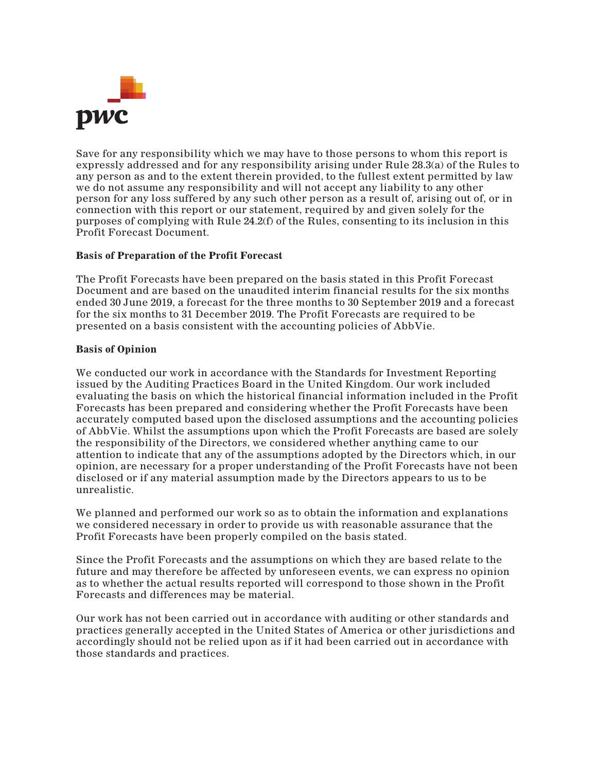Save for any responsibility which we may have to those persons to whom this report is expressly addressed and for any responsibility arising under Rule 28.3(a) of the Rules to any person as and to the extent therein provided, to the fullest extent permitted by law we do not assume any responsibility and will not accept any liability to any other person for any loss suffered by any such other person as a result of, arising out of, or in connection with this report or our statement, required by and given solely for the purposes of complying with Rule 24.2(f) of the Rules, consenting to its inclusion in this Profit Forecast Document.

**Basis of Preparation of the Profit Forecast**

The Profit Forecasts have been prepared on the basis stated in this Profit Forecast Document and are based on the unaudited interim financial results for the six months ended 30 June 2019, a forecast for the three months to 30 September 2019 and a forecast for the six months to 31 December 2019. The Profit Forecasts are required to be presented on a basis consistent with the accounting policies of AbbVie.

**Basis of Opinion**

We conducted our work in accordance with the Standards for Investment Reporting issued by the Auditing Practices Board in the United Kingdom. Our work included evaluating the basis on which the historical financial information included in the Profit Forecasts has been prepared and considering whether the Profit Forecasts have been accurately computed based upon the disclosed assumptions and the accounting policies of AbbVie. Whilst the assumptions upon which the Profit Forecasts are based are solely the responsibility of the Directors, we considered whether anything came to our attention to indicate that any of the assumptions adopted by the Directors which, in our opinion, are necessary for a proper understanding of the Profit Forecasts have not been disclosed or if any material assumption made by the Directors appears to us to be unrealistic.

We planned and performed our work so as to obtain the information and explanations we considered necessary in order to provide us with reasonable assurance that the Profit Forecasts have been properly compiled on the basis stated.

Since the Profit Forecasts and the assumptions on which they are based relate to the future and may therefore be affected by unforeseen events, we can express no opinion as to whether the actual results reported will correspond to those shown in the Profit Forecasts and differences may be material.

Our work has not been carried out in accordance with auditing or other standards and practices generally accepted in the United States of America or other jurisdictions and accordingly should not be relied upon as if it had been carried out in accordance with those standards and practices.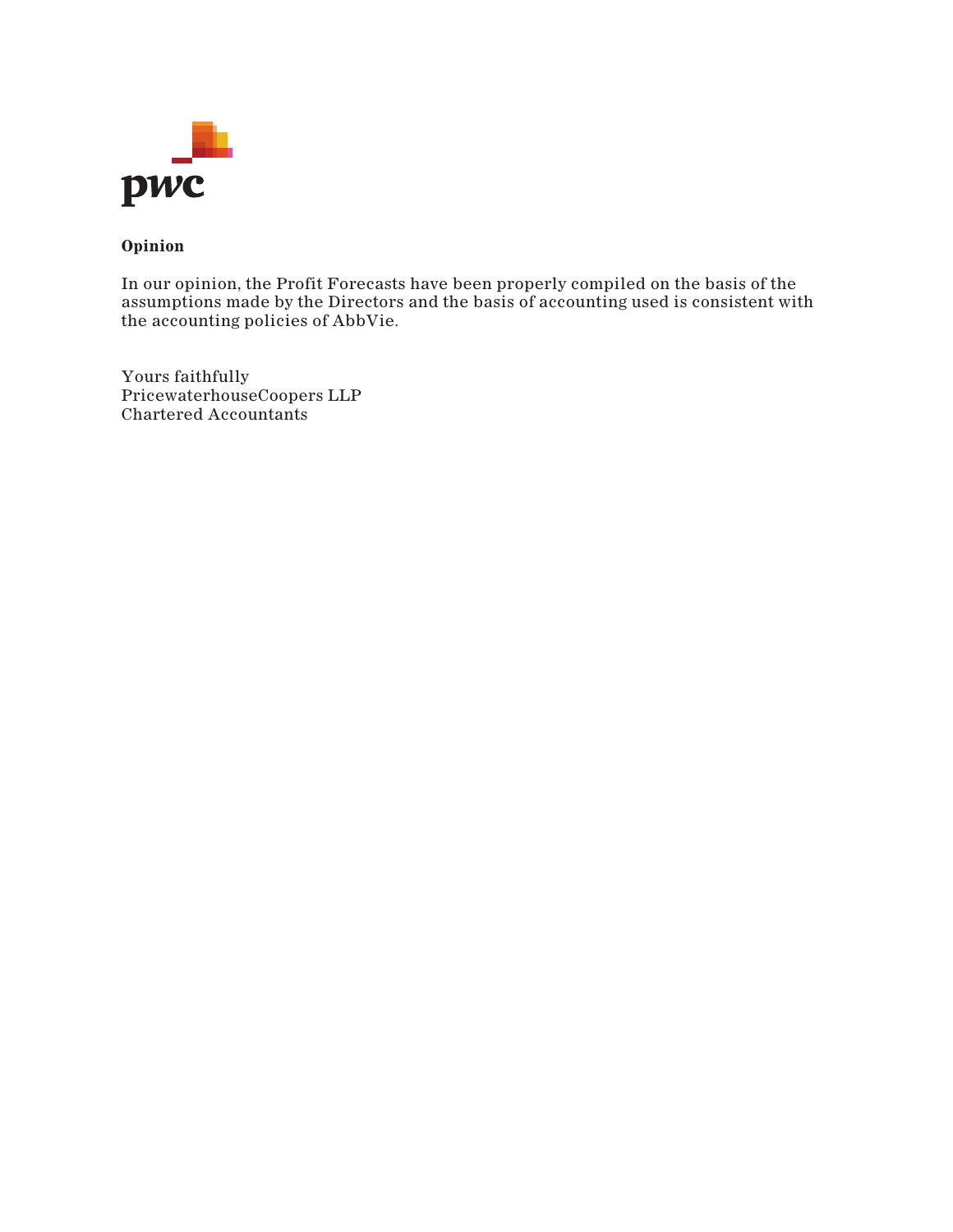**Opinion**

In our opinion, the Profit Forecasts have been properly compiled on the basis of the assumptions made by the Directors and the basis of accounting used is consistent with the accounting policies of AbbVie.

Yours faithfully
PricewaterhouseCoopers LLP
Chartered Accountants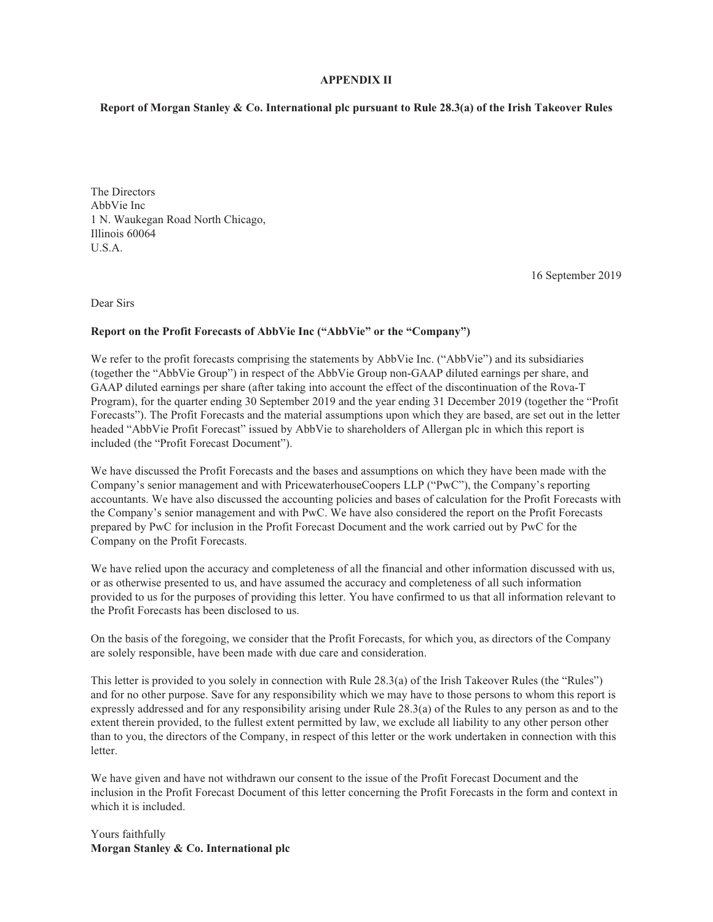**APPENDIX II**

**Report of Morgan Stanley & Co. International plc pursuant to Rule 28.3(a) of the Irish Takeover Rules**

The Directors
AbbVie Inc
1 N. Waukegan Road North Chicago,
Illinois 60064
U.S.A.

16 September 2019

Dear Sirs

**Report on the Profit Forecasts of AbbVie Inc ("AbbVie" or the "Company")**

We refer to the profit forecasts comprising the statements by AbbVie Inc. ("AbbVie") and its subsidiaries (together the "AbbVie Group") in respect of the AbbVie Group non-GAAP diluted earnings per share, and GAAP diluted earnings per share (after taking into account the effect of the discontinuation of the Rova-T Program), for the quarter ending 30 September 2019 and the year ending 31 December 2019 (together the "Profit Forecasts"). The Profit Forecasts and the material assumptions upon which they are based, are set out in the letter headed "AbbVie Profit Forecast" issued by AbbVie to shareholders of Allergan plc in which this report is included (the "Profit Forecast Document").

We have discussed the Profit Forecasts and the bases and assumptions on which they have been made with the Company's senior management and with PricewaterhouseCoopers LLP ("PwC"), the Company's reporting accountants. We have also discussed the accounting policies and bases of calculation for the Profit Forecasts with the Company's senior management and with PwC. We have also considered the report on the Profit Forecasts prepared by PwC for inclusion in the Profit Forecast Document and the work carried out by PwC for the Company on the Profit Forecasts.

We have relied upon the accuracy and completeness of all the financial and other information discussed with us, or as otherwise presented to us, and have assumed the accuracy and completeness of all such information provided to us for the purposes of providing this letter. You have confirmed to us that all information relevant to the Profit Forecasts has been disclosed to us.

On the basis of the foregoing, we consider that the Profit Forecasts, for which you, as directors of the Company are solely responsible, have been made with due care and consideration.

This letter is provided to you solely in connection with Rule 28.3(a) of the Irish Takeover Rules (the "Rules") and for no other purpose. Save for any responsibility which we may have to those persons to whom this report is expressly addressed and for any responsibility arising under Rule 28.3(a) of the Rules to any person as and to the extent therein provided, to the fullest extent permitted by law, we exclude all liability to any other person other than to you, the directors of the Company, in respect of this letter or the work undertaken in connection with this letter.

We have given and have not withdrawn our consent to the issue of the Profit Forecast Document and the inclusion in the Profit Forecast Document of this letter concerning the Profit Forecasts in the form and context in which it is included.

Yours faithfully
**Morgan Stanley & Co. International plc**